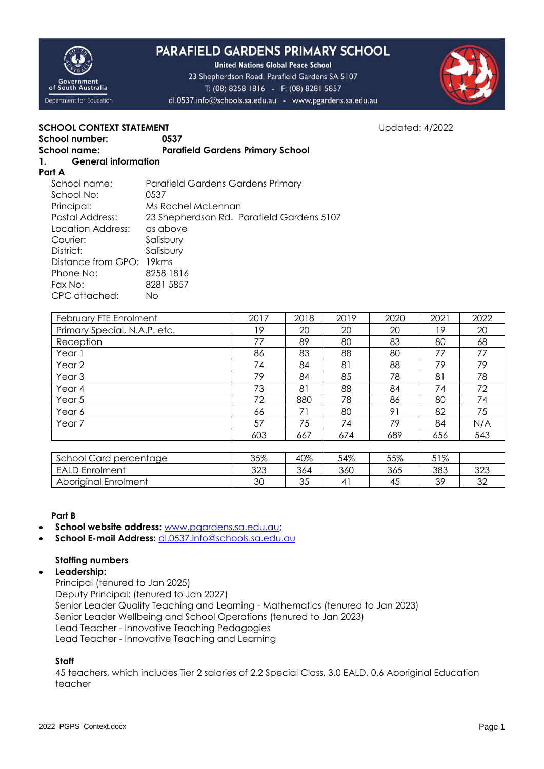# PARAFIELD GARDENS PRIMARY SCHOOL

**United Nations Global Peace School**

23 Shepherdson Road, Parafield Gardens SA 5107

T: (08) 8258 1816 - F: (08) 8281 5857

dl.0537.info@schools.sa.edu.au - www.pgardens.sa.edu.au

Government of South Australia
Department for Education

**SCHOOL CONTEXT STATEMENT** Updated: 4/2022

**School number:** **0537**

**School name:** **Parafield Gardens Primary School**

## 1. General information

**Part A**

| | |
|---|---|
| School name: | Parafield Gardens Gardens Primary |
| School No: | 0537 |
| Principal: | Ms Rachel McLennan |
| Postal Address: | 23 Shepherdson Rd. Parafield Gardens 5107 |
| Location Address: | as above |
| Courier: | Salisbury |
| District: | Salisbury |
| Distance from GPO: | 19kms |
| Phone No: | 8258 1816 |
| Fax No: | 8281 5857 |
| CPC attached: | No |

| February FTE Enrolment | 2017 | 2018 | 2019 | 2020 | 2021 | 2022 |
|---|---|---|---|---|---|---|
| Primary Special, N.A.P. etc. | 19 | 20 | 20 | 20 | 19 | 20 |
| Reception | 77 | 89 | 80 | 83 | 80 | 68 |
| Year 1 | 86 | 83 | 88 | 80 | 77 | 77 |
| Year 2 | 74 | 84 | 81 | 88 | 79 | 79 |
| Year 3 | 79 | 84 | 85 | 78 | 81 | 78 |
| Year 4 | 73 | 81 | 88 | 84 | 74 | 72 |
| Year 5 | 72 | 880 | 78 | 86 | 80 | 74 |
| Year 6 | 66 | 71 | 80 | 91 | 82 | 75 |
| Year 7 | 57 | 75 | 74 | 79 | 84 | N/A |
| | 603 | 667 | 674 | 689 | 656 | 543 |

| | 2017 | 2018 | 2019 | 2020 | 2021 | 2022 |
|---|---|---|---|---|---|---|
| School Card percentage | 35% | 40% | 54% | 55% | 51% | |
| EALD Enrolment | 323 | 364 | 360 | 365 | 383 | 323 |
| Aboriginal Enrolment | 30 | 35 | 41 | 45 | 39 | 32 |

**Part B**

- **School website address:** www.pgardens.sa.edu.au;
- **School E-mail Address:** dl.0537.info@schools.sa.edu.au

**Staffing numbers**

- **Leadership:**

  Principal (tenured to Jan 2025)
  Deputy Principal: (tenured to Jan 2027)
  Senior Leader Quality Teaching and Learning - Mathematics (tenured to Jan 2023)
  Senior Leader Wellbeing and School Operations (tenured to Jan 2023)
  Lead Teacher - Innovative Teaching Pedagogies
  Lead Teacher - Innovative Teaching and Learning

**Staff**

45 teachers, which includes Tier 2 salaries of 2.2 Special Class, 3.0 EALD, 0.6 Aboriginal Education teacher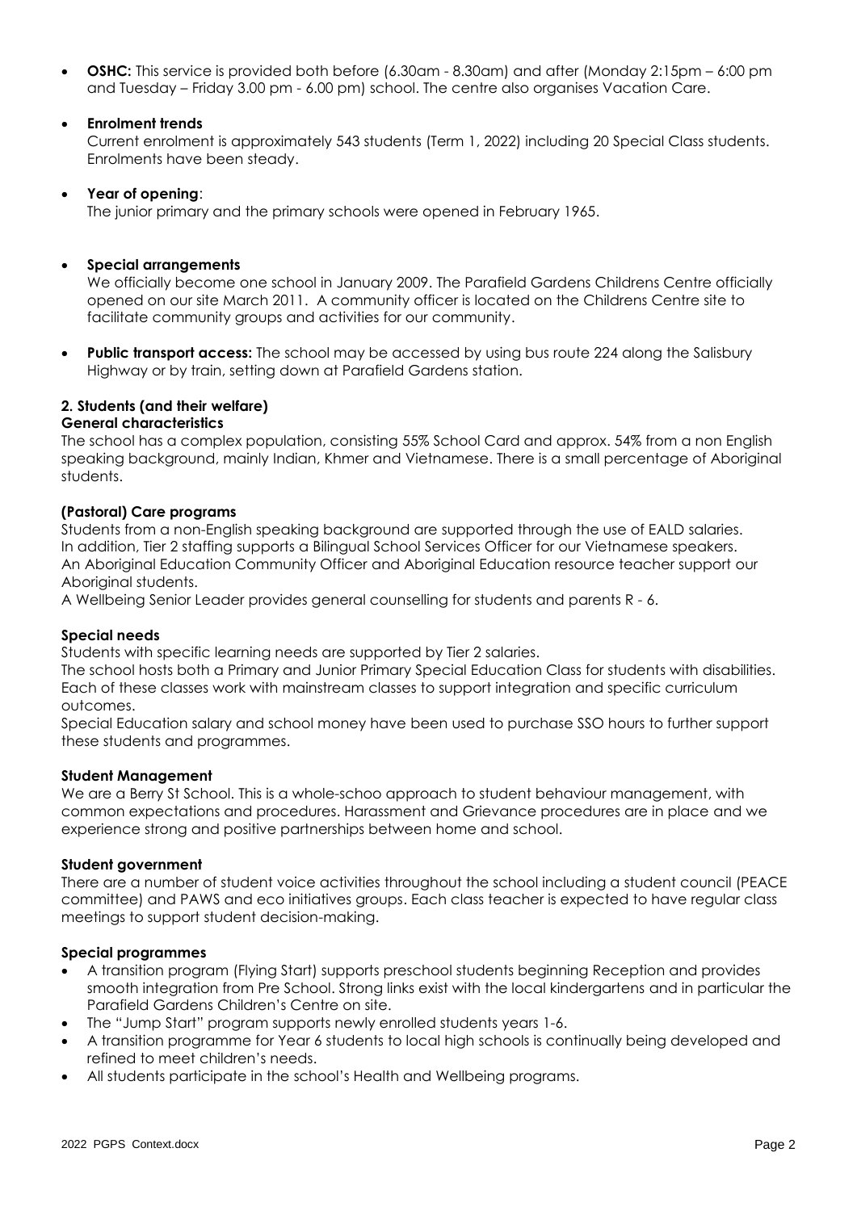- **OSHC:** This service is provided both before (6.30am - 8.30am) and after (Monday 2:15pm – 6:00 pm and Tuesday – Friday 3.00 pm - 6.00 pm) school. The centre also organises Vacation Care.

- **Enrolment trends**
  Current enrolment is approximately 543 students (Term 1, 2022) including 20 Special Class students. Enrolments have been steady.

- **Year of opening**:
  The junior primary and the primary schools were opened in February 1965.

- **Special arrangements**
  We officially become one school in January 2009. The Parafield Gardens Childrens Centre officially opened on our site March 2011. A community officer is located on the Childrens Centre site to facilitate community groups and activities for our community.

- **Public transport access:** The school may be accessed by using bus route 224 along the Salisbury Highway or by train, setting down at Parafield Gardens station.

## 2. Students (and their welfare)

### General characteristics

The school has a complex population, consisting 55% School Card and approx. 54% from a non English speaking background, mainly Indian, Khmer and Vietnamese. There is a small percentage of Aboriginal students.

### (Pastoral) Care programs

Students from a non-English speaking background are supported through the use of EALD salaries. In addition, Tier 2 staffing supports a Bilingual School Services Officer for our Vietnamese speakers. An Aboriginal Education Community Officer and Aboriginal Education resource teacher support our Aboriginal students.
A Wellbeing Senior Leader provides general counselling for students and parents R - 6.

### Special needs

Students with specific learning needs are supported by Tier 2 salaries.
The school hosts both a Primary and Junior Primary Special Education Class for students with disabilities. Each of these classes work with mainstream classes to support integration and specific curriculum outcomes.
Special Education salary and school money have been used to purchase SSO hours to further support these students and programmes.

### Student Management

We are a Berry St School. This is a whole-schoo approach to student behaviour management, with common expectations and procedures. Harassment and Grievance procedures are in place and we experience strong and positive partnerships between home and school.

### Student government

There are a number of student voice activities throughout the school including a student council (PEACE committee) and PAWS and eco initiatives groups. Each class teacher is expected to have regular class meetings to support student decision-making.

### Special programmes

- A transition program (Flying Start) supports preschool students beginning Reception and provides smooth integration from Pre School. Strong links exist with the local kindergartens and in particular the Parafield Gardens Children's Centre on site.
- The "Jump Start" program supports newly enrolled students years 1-6.
- A transition programme for Year 6 students to local high schools is continually being developed and refined to meet children's needs.
- All students participate in the school's Health and Wellbeing programs.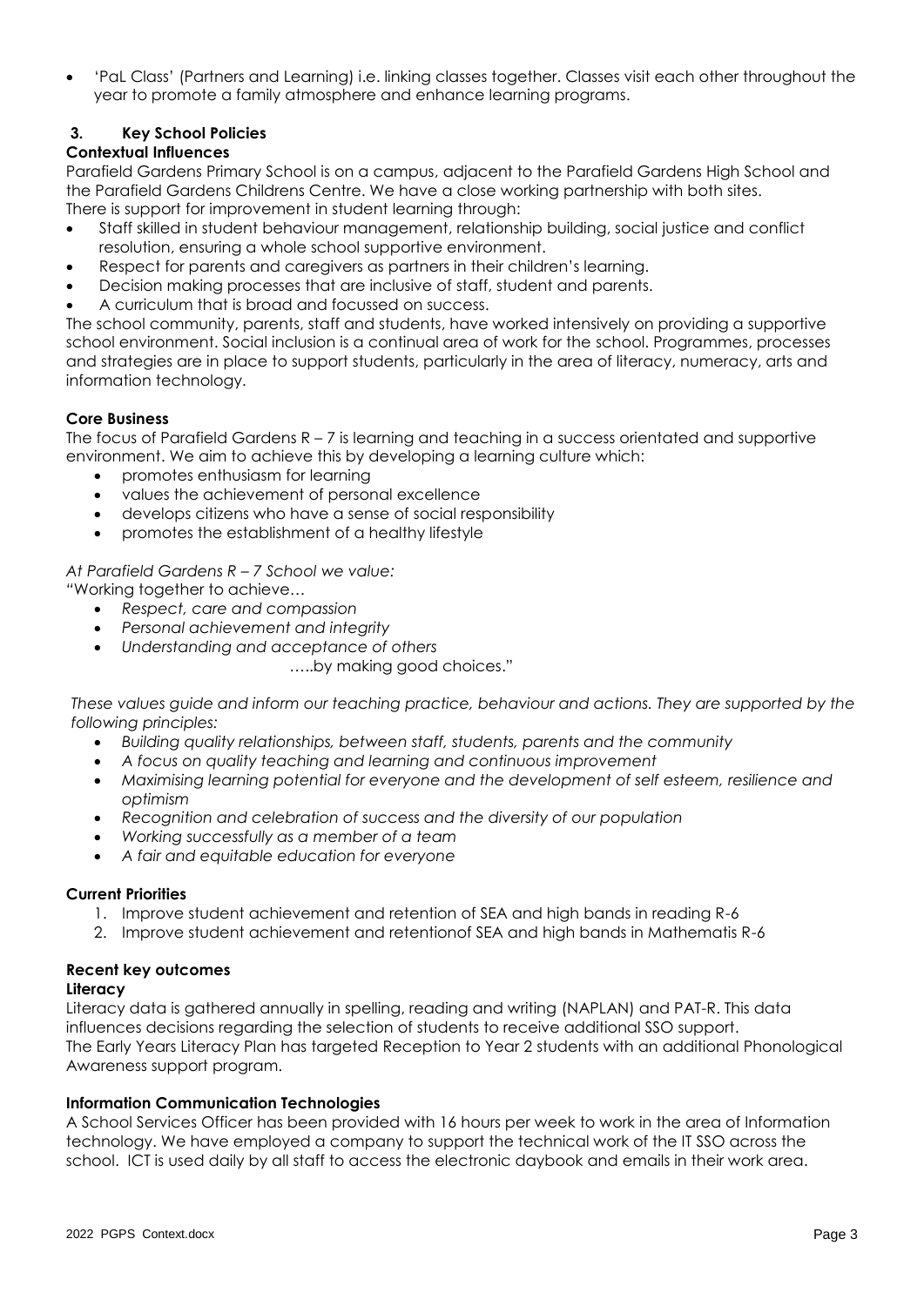- 'PaL Class' (Partners and Learning) i.e. linking classes together. Classes visit each other throughout the year to promote a family atmosphere and enhance learning programs.

## 3. Key School Policies

### Contextual Influences

Parafield Gardens Primary School is on a campus, adjacent to the Parafield Gardens High School and the Parafield Gardens Childrens Centre. We have a close working partnership with both sites.
There is support for improvement in student learning through:

- Staff skilled in student behaviour management, relationship building, social justice and conflict resolution, ensuring a whole school supportive environment.
- Respect for parents and caregivers as partners in their children's learning.
- Decision making processes that are inclusive of staff, student and parents.
- A curriculum that is broad and focussed on success.

The school community, parents, staff and students, have worked intensively on providing a supportive school environment. Social inclusion is a continual area of work for the school. Programmes, processes and strategies are in place to support students, particularly in the area of literacy, numeracy, arts and information technology.

### Core Business

The focus of Parafield Gardens R – 7 is learning and teaching in a success orientated and supportive environment. We aim to achieve this by developing a learning culture which:

- promotes enthusiasm for learning
- values the achievement of personal excellence
- develops citizens who have a sense of social responsibility
- promotes the establishment of a healthy lifestyle

*At Parafield Gardens R – 7 School we value:*
"Working together to achieve…

- *Respect, care and compassion*
- *Personal achievement and integrity*
- *Understanding and acceptance of others*

…..by making good choices."

*These values guide and inform our teaching practice, behaviour and actions. They are supported by the following principles:*

- *Building quality relationships, between staff, students, parents and the community*
- *A focus on quality teaching and learning and continuous improvement*
- *Maximising learning potential for everyone and the development of self esteem, resilience and optimism*
- *Recognition and celebration of success and the diversity of our population*
- *Working successfully as a member of a team*
- *A fair and equitable education for everyone*

### Current Priorities

1. Improve student achievement and retention of SEA and high bands in reading R-6
2. Improve student achievement and retentionof SEA and high bands in Mathematis R-6

### Recent key outcomes

**Literacy**

Literacy data is gathered annually in spelling, reading and writing (NAPLAN) and PAT-R. This data influences decisions regarding the selection of students to receive additional SSO support.
The Early Years Literacy Plan has targeted Reception to Year 2 students with an additional Phonological Awareness support program.

**Information Communication Technologies**

A School Services Officer has been provided with 16 hours per week to work in the area of Information technology. We have employed a company to support the technical work of the IT SSO across the school. ICT is used daily by all staff to access the electronic daybook and emails in their work area.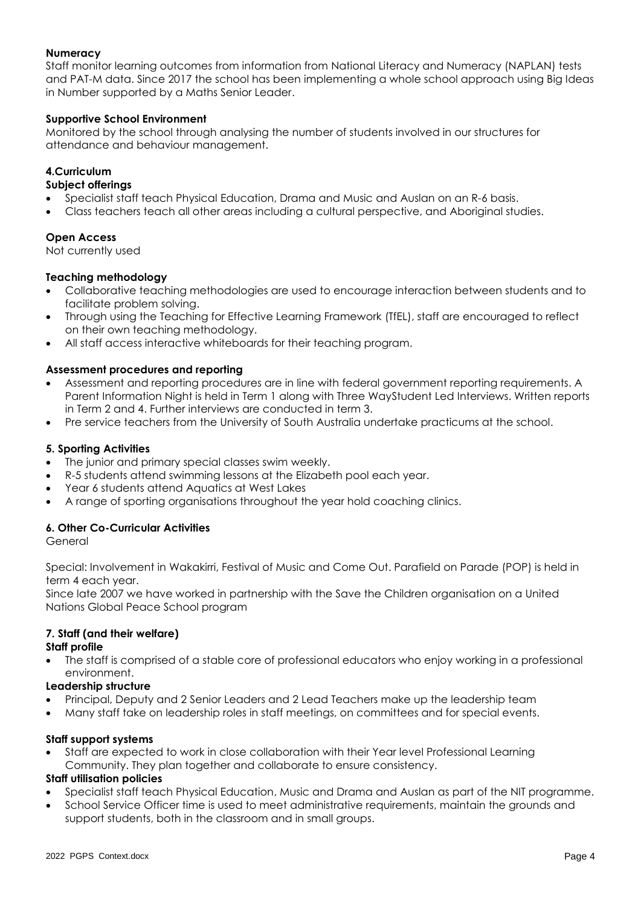**Numeracy**

Staff monitor learning outcomes from information from National Literacy and Numeracy (NAPLAN) tests and PAT-M data. Since 2017 the school has been implementing a whole school approach using Big Ideas in Number supported by a Maths Senior Leader.

**Supportive School Environment**

Monitored by the school through analysing the number of students involved in our structures for attendance and behaviour management.

**4.Curriculum**

**Subject offerings**

- Specialist staff teach Physical Education, Drama and Music and Auslan on an R-6 basis.
- Class teachers teach all other areas including a cultural perspective, and Aboriginal studies.

**Open Access**

Not currently used

**Teaching methodology**

- Collaborative teaching methodologies are used to encourage interaction between students and to facilitate problem solving.
- Through using the Teaching for Effective Learning Framework (TfEL), staff are encouraged to reflect on their own teaching methodology.
- All staff access interactive whiteboards for their teaching program.

**Assessment procedures and reporting**

- Assessment and reporting procedures are in line with federal government reporting requirements. A Parent Information Night is held in Term 1 along with Three WayStudent Led Interviews. Written reports in Term 2 and 4. Further interviews are conducted in term 3.
- Pre service teachers from the University of South Australia undertake practicums at the school.

**5. Sporting Activities**

- The junior and primary special classes swim weekly.
- R-5 students attend swimming lessons at the Elizabeth pool each year.
- Year 6 students attend Aquatics at West Lakes
- A range of sporting organisations throughout the year hold coaching clinics.

**6. Other Co-Curricular Activities**

General

Special: Involvement in Wakakirri, Festival of Music and Come Out. Parafield on Parade (POP) is held in term 4 each year.

Since late 2007 we have worked in partnership with the Save the Children organisation on a United Nations Global Peace School program

**7. Staff (and their welfare)**

**Staff profile**

- The staff is comprised of a stable core of professional educators who enjoy working in a professional environment.

**Leadership structure**

- Principal, Deputy and 2 Senior Leaders and 2 Lead Teachers make up the leadership team
- Many staff take on leadership roles in staff meetings, on committees and for special events.

**Staff support systems**

- Staff are expected to work in close collaboration with their Year level Professional Learning Community. They plan together and collaborate to ensure consistency.

**Staff utilisation policies**

- Specialist staff teach Physical Education, Music and Drama and Auslan as part of the NIT programme.
- School Service Officer time is used to meet administrative requirements, maintain the grounds and support students, both in the classroom and in small groups.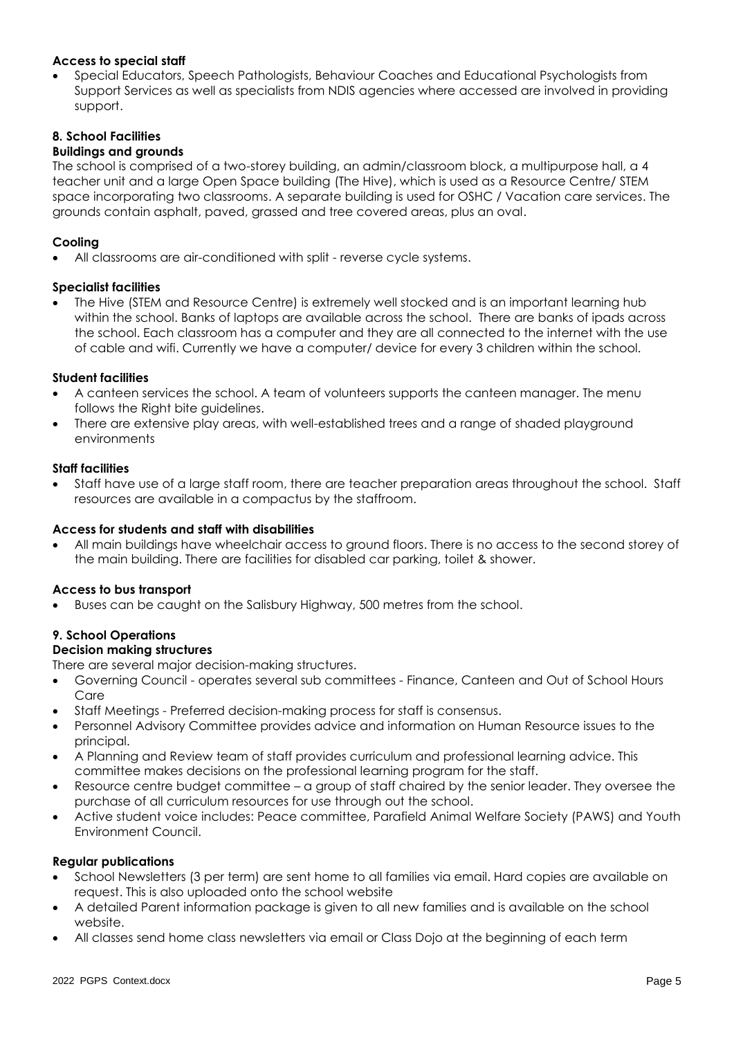**Access to special staff**

- Special Educators, Speech Pathologists, Behaviour Coaches and Educational Psychologists from Support Services as well as specialists from NDIS agencies where accessed are involved in providing support.

## 8. School Facilities

**Buildings and grounds**

The school is comprised of a two-storey building, an admin/classroom block, a multipurpose hall, a 4 teacher unit and a large Open Space building (The Hive), which is used as a Resource Centre/ STEM space incorporating two classrooms. A separate building is used for OSHC / Vacation care services. The grounds contain asphalt, paved, grassed and tree covered areas, plus an oval.

**Cooling**

- All classrooms are air-conditioned with split - reverse cycle systems.

**Specialist facilities**

- The Hive (STEM and Resource Centre) is extremely well stocked and is an important learning hub within the school. Banks of laptops are available across the school. There are banks of ipads across the school. Each classroom has a computer and they are all connected to the internet with the use of cable and wifi. Currently we have a computer/ device for every 3 children within the school.

**Student facilities**

- A canteen services the school. A team of volunteers supports the canteen manager. The menu follows the Right bite guidelines.
- There are extensive play areas, with well-established trees and a range of shaded playground environments

**Staff facilities**

- Staff have use of a large staff room, there are teacher preparation areas throughout the school. Staff resources are available in a compactus by the staffroom.

**Access for students and staff with disabilities**

- All main buildings have wheelchair access to ground floors. There is no access to the second storey of the main building. There are facilities for disabled car parking, toilet & shower.

**Access to bus transport**

- Buses can be caught on the Salisbury Highway, 500 metres from the school.

## 9. School Operations

**Decision making structures**

There are several major decision-making structures.

- Governing Council - operates several sub committees - Finance, Canteen and Out of School Hours Care
- Staff Meetings - Preferred decision-making process for staff is consensus.
- Personnel Advisory Committee provides advice and information on Human Resource issues to the principal.
- A Planning and Review team of staff provides curriculum and professional learning advice. This committee makes decisions on the professional learning program for the staff.
- Resource centre budget committee – a group of staff chaired by the senior leader. They oversee the purchase of all curriculum resources for use through out the school.
- Active student voice includes: Peace committee, Parafield Animal Welfare Society (PAWS) and Youth Environment Council.

**Regular publications**

- School Newsletters (3 per term) are sent home to all families via email. Hard copies are available on request. This is also uploaded onto the school website
- A detailed Parent information package is given to all new families and is available on the school website.
- All classes send home class newsletters via email or Class Dojo at the beginning of each term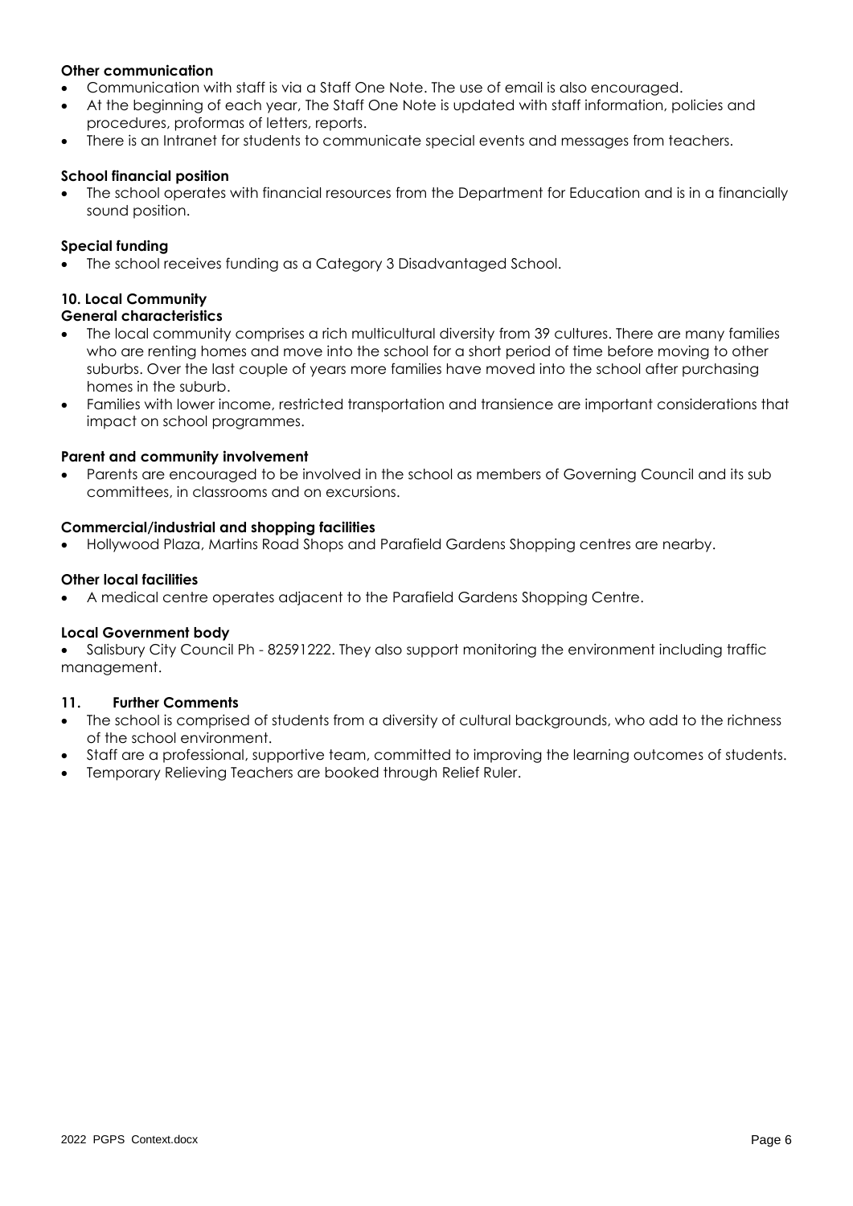**Other communication**

- Communication with staff is via a Staff One Note. The use of email is also encouraged.
- At the beginning of each year, The Staff One Note is updated with staff information, policies and procedures, proformas of letters, reports.
- There is an Intranet for students to communicate special events and messages from teachers.

**School financial position**

- The school operates with financial resources from the Department for Education and is in a financially sound position.

**Special funding**

- The school receives funding as a Category 3 Disadvantaged School.

## 10. Local Community

**General characteristics**

- The local community comprises a rich multicultural diversity from 39 cultures. There are many families who are renting homes and move into the school for a short period of time before moving to other suburbs. Over the last couple of years more families have moved into the school after purchasing homes in the suburb.
- Families with lower income, restricted transportation and transience are important considerations that impact on school programmes.

**Parent and community involvement**

- Parents are encouraged to be involved in the school as members of Governing Council and its sub committees, in classrooms and on excursions.

**Commercial/industrial and shopping facilities**

- Hollywood Plaza, Martins Road Shops and Parafield Gardens Shopping centres are nearby.

**Other local facilities**

- A medical centre operates adjacent to the Parafield Gardens Shopping Centre.

**Local Government body**

- Salisbury City Council Ph - 82591222. They also support monitoring the environment including traffic management.

## 11. Further Comments

- The school is comprised of students from a diversity of cultural backgrounds, who add to the richness of the school environment.
- Staff are a professional, supportive team, committed to improving the learning outcomes of students.
- Temporary Relieving Teachers are booked through Relief Ruler.